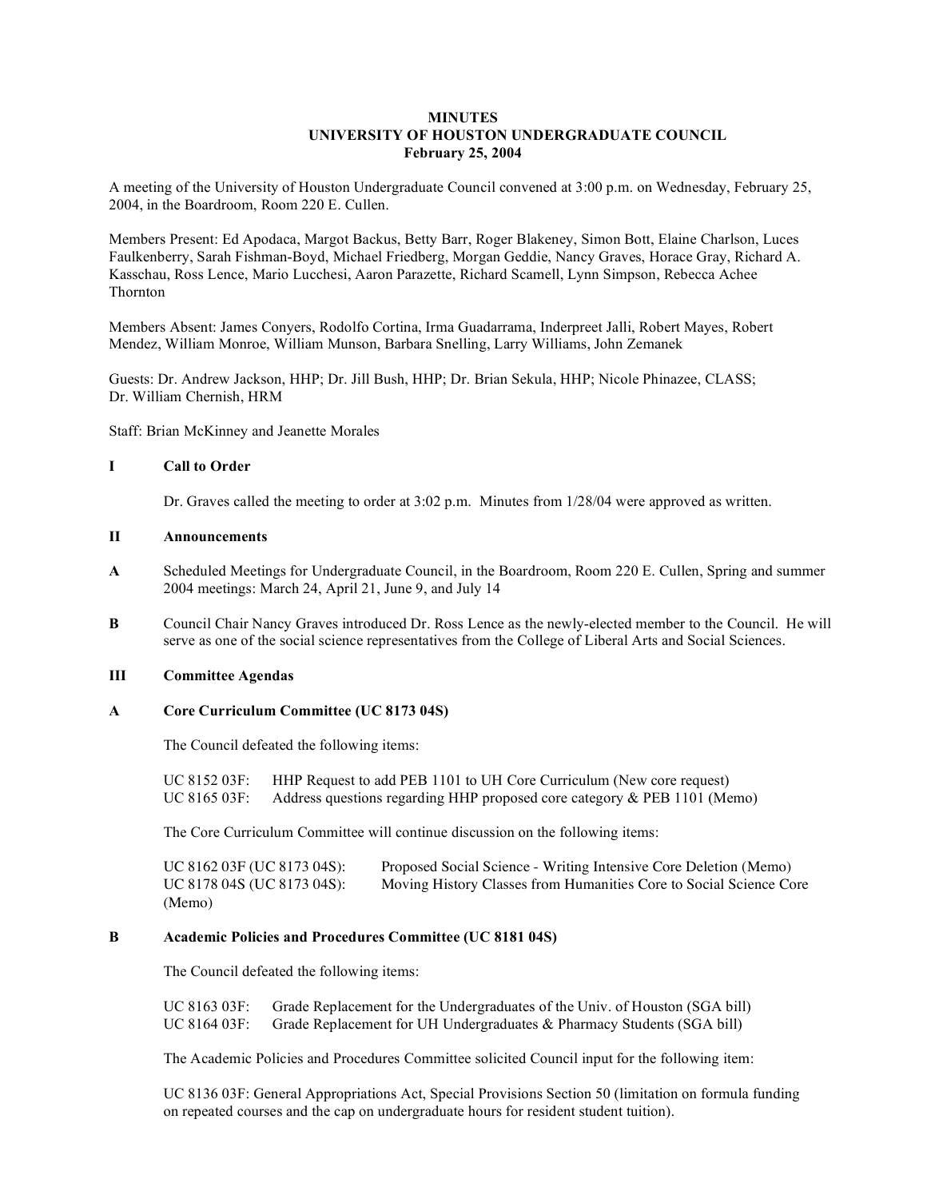# MINUTES
## UNIVERSITY OF HOUSTON UNDERGRADUATE COUNCIL
### February 25, 2004

A meeting of the University of Houston Undergraduate Council convened at 3:00 p.m. on Wednesday, February 25, 2004, in the Boardroom, Room 220 E. Cullen.

Members Present: Ed Apodaca, Margot Backus, Betty Barr, Roger Blakeney, Simon Bott, Elaine Charlson, Luces Faulkenberry, Sarah Fishman-Boyd, Michael Friedberg, Morgan Geddie, Nancy Graves, Horace Gray, Richard A. Kasschau, Ross Lence, Mario Lucchesi, Aaron Parazette, Richard Scamell, Lynn Simpson, Rebecca Achee Thornton

Members Absent: James Conyers, Rodolfo Cortina, Irma Guadarrama, Inderpreet Jalli, Robert Mayes, Robert Mendez, William Monroe, William Munson, Barbara Snelling, Larry Williams, John Zemanek

Guests: Dr. Andrew Jackson, HHP; Dr. Jill Bush, HHP; Dr. Brian Sekula, HHP; Nicole Phinazee, CLASS; Dr. William Chernish, HRM

Staff: Brian McKinney and Jeanette Morales

**I Call to Order**

Dr. Graves called the meeting to order at 3:02 p.m. Minutes from 1/28/04 were approved as written.

**II Announcements**

**A** Scheduled Meetings for Undergraduate Council, in the Boardroom, Room 220 E. Cullen, Spring and summer 2004 meetings: March 24, April 21, June 9, and July 14

**B** Council Chair Nancy Graves introduced Dr. Ross Lence as the newly-elected member to the Council. He will serve as one of the social science representatives from the College of Liberal Arts and Social Sciences.

**III Committee Agendas**

**A Core Curriculum Committee (UC 8173 04S)**

The Council defeated the following items:

UC 8152 03F: HHP Request to add PEB 1101 to UH Core Curriculum (New core request)
UC 8165 03F: Address questions regarding HHP proposed core category & PEB 1101 (Memo)

The Core Curriculum Committee will continue discussion on the following items:

UC 8162 03F (UC 8173 04S): Proposed Social Science - Writing Intensive Core Deletion (Memo)
UC 8178 04S (UC 8173 04S): Moving History Classes from Humanities Core to Social Science Core (Memo)

**B Academic Policies and Procedures Committee (UC 8181 04S)**

The Council defeated the following items:

UC 8163 03F: Grade Replacement for the Undergraduates of the Univ. of Houston (SGA bill)
UC 8164 03F: Grade Replacement for UH Undergraduates & Pharmacy Students (SGA bill)

The Academic Policies and Procedures Committee solicited Council input for the following item:

UC 8136 03F: General Appropriations Act, Special Provisions Section 50 (limitation on formula funding on repeated courses and the cap on undergraduate hours for resident student tuition).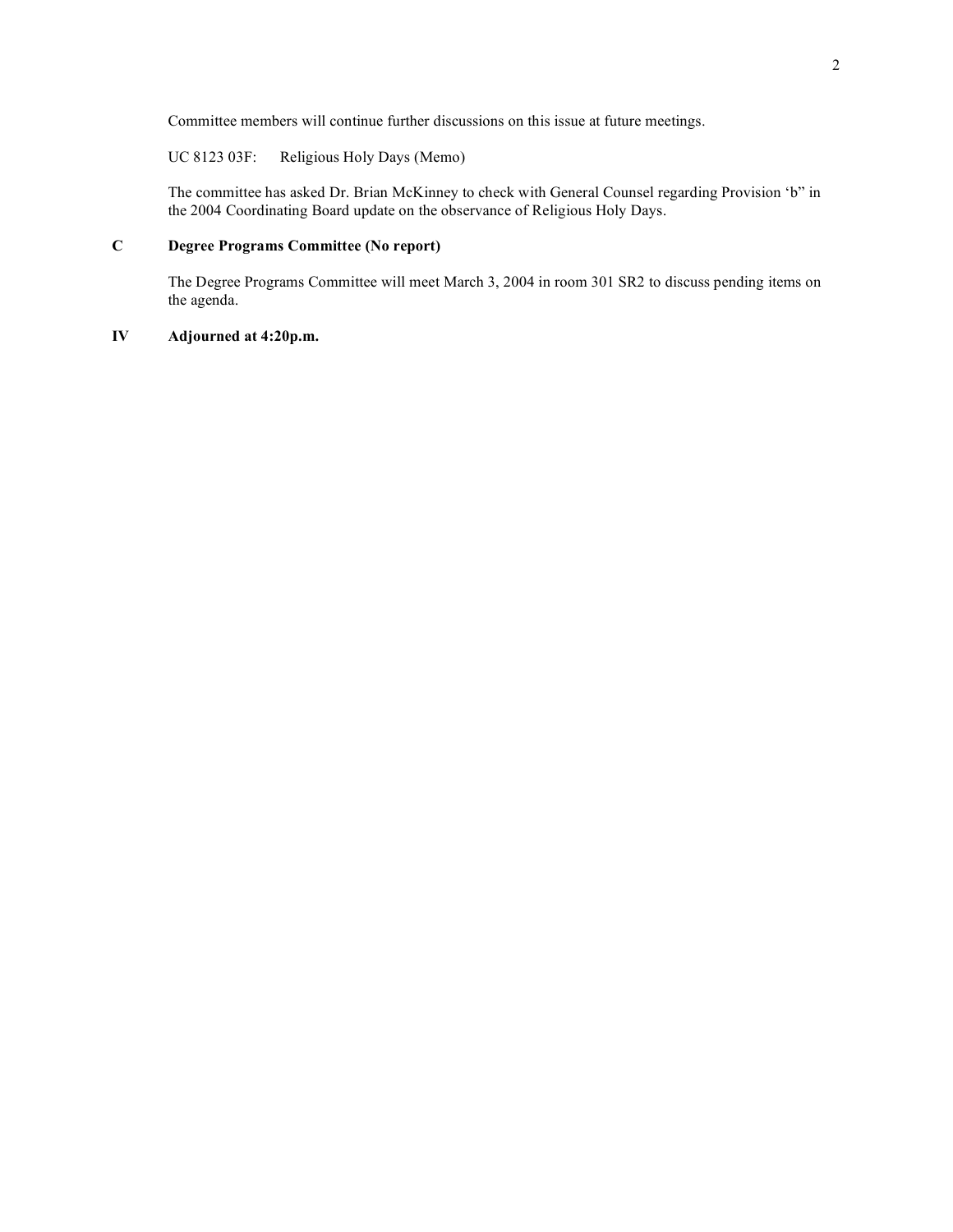Committee members will continue further discussions on this issue at future meetings.

UC 8123 03F: Religious Holy Days (Memo)

The committee has asked Dr. Brian McKinney to check with General Counsel regarding Provision 'b" in the 2004 Coordinating Board update on the observance of Religious Holy Days.

**C Degree Programs Committee (No report)**

The Degree Programs Committee will meet March 3, 2004 in room 301 SR2 to discuss pending items on the agenda.

**IV Adjourned at 4:20p.m.**